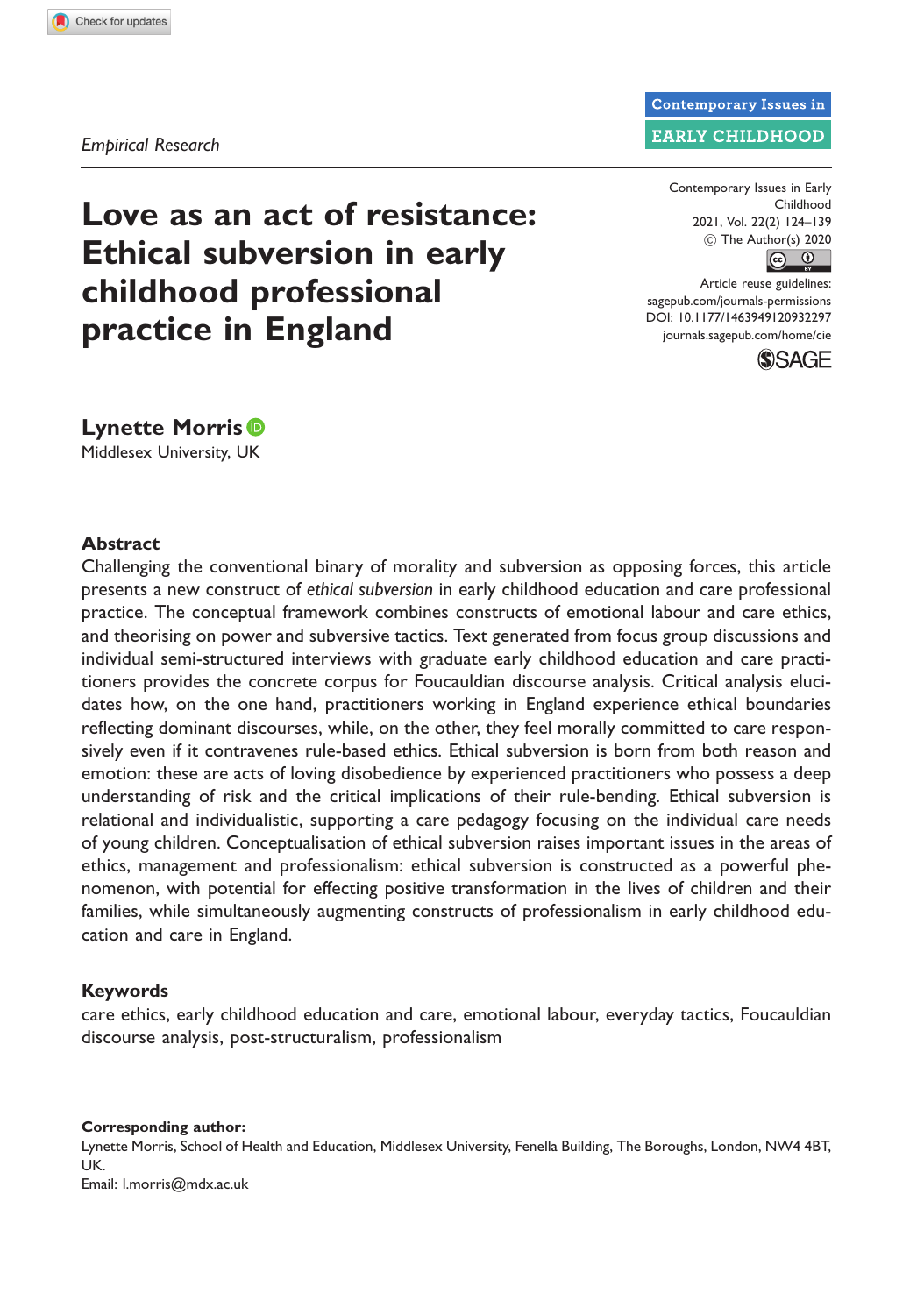Empirical Research

# Love as an act of resistance: Ethical subversion in early childhood professional practice in England

Contemporary Issues in Early Childhood
2021, Vol. 22(2) 124–139
© The Author(s) 2020
Article reuse guidelines:
sagepub.com/journals-permissions
DOI: 10.1177/1463949120932297
journals.sagepub.com/home/cie

**Lynette Morris**
Middlesex University, UK

## Abstract

Challenging the conventional binary of morality and subversion as opposing forces, this article presents a new construct of *ethical subversion* in early childhood education and care professional practice. The conceptual framework combines constructs of emotional labour and care ethics, and theorising on power and subversive tactics. Text generated from focus group discussions and individual semi-structured interviews with graduate early childhood education and care practitioners provides the concrete corpus for Foucauldian discourse analysis. Critical analysis elucidates how, on the one hand, practitioners working in England experience ethical boundaries reflecting dominant discourses, while, on the other, they feel morally committed to care responsively even if it contravenes rule-based ethics. Ethical subversion is born from both reason and emotion: these are acts of loving disobedience by experienced practitioners who possess a deep understanding of risk and the critical implications of their rule-bending. Ethical subversion is relational and individualistic, supporting a care pedagogy focusing on the individual care needs of young children. Conceptualisation of ethical subversion raises important issues in the areas of ethics, management and professionalism: ethical subversion is constructed as a powerful phenomenon, with potential for effecting positive transformation in the lives of children and their families, while simultaneously augmenting constructs of professionalism in early childhood education and care in England.

## Keywords

care ethics, early childhood education and care, emotional labour, everyday tactics, Foucauldian discourse analysis, post-structuralism, professionalism

---

**Corresponding author:**
Lynette Morris, School of Health and Education, Middlesex University, Fenella Building, The Boroughs, London, NW4 4BT, UK.
Email: l.morris@mdx.ac.uk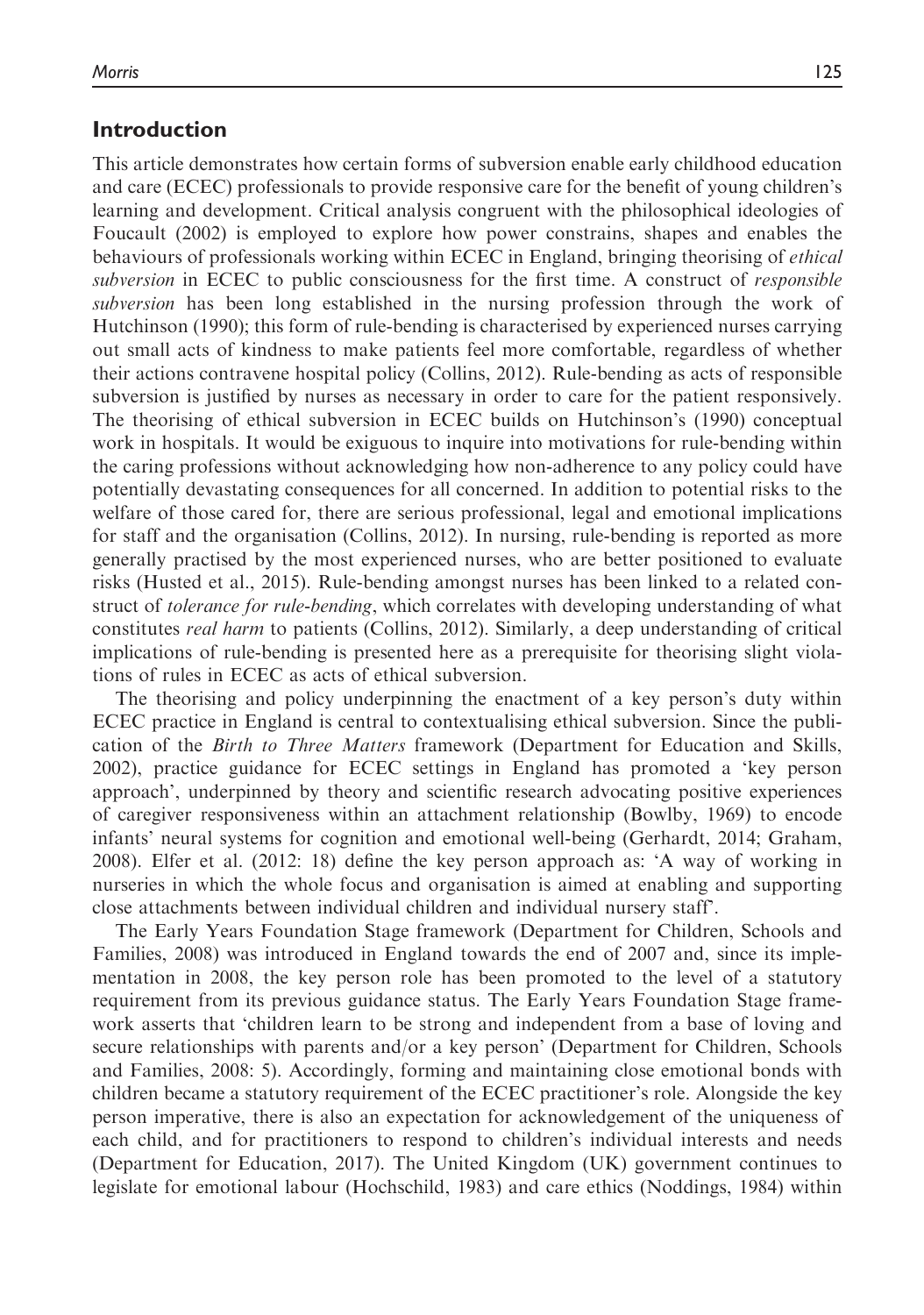## Introduction

This article demonstrates how certain forms of subversion enable early childhood education and care (ECEC) professionals to provide responsive care for the benefit of young children's learning and development. Critical analysis congruent with the philosophical ideologies of Foucault (2002) is employed to explore how power constrains, shapes and enables the behaviours of professionals working within ECEC in England, bringing theorising of *ethical subversion* in ECEC to public consciousness for the first time. A construct of *responsible subversion* has been long established in the nursing profession through the work of Hutchinson (1990); this form of rule-bending is characterised by experienced nurses carrying out small acts of kindness to make patients feel more comfortable, regardless of whether their actions contravene hospital policy (Collins, 2012). Rule-bending as acts of responsible subversion is justified by nurses as necessary in order to care for the patient responsively. The theorising of ethical subversion in ECEC builds on Hutchinson's (1990) conceptual work in hospitals. It would be exiguous to inquire into motivations for rule-bending within the caring professions without acknowledging how non-adherence to any policy could have potentially devastating consequences for all concerned. In addition to potential risks to the welfare of those cared for, there are serious professional, legal and emotional implications for staff and the organisation (Collins, 2012). In nursing, rule-bending is reported as more generally practised by the most experienced nurses, who are better positioned to evaluate risks (Husted et al., 2015). Rule-bending amongst nurses has been linked to a related construct of *tolerance for rule-bending*, which correlates with developing understanding of what constitutes *real harm* to patients (Collins, 2012). Similarly, a deep understanding of critical implications of rule-bending is presented here as a prerequisite for theorising slight violations of rules in ECEC as acts of ethical subversion.

The theorising and policy underpinning the enactment of a key person's duty within ECEC practice in England is central to contextualising ethical subversion. Since the publication of the *Birth to Three Matters* framework (Department for Education and Skills, 2002), practice guidance for ECEC settings in England has promoted a 'key person approach', underpinned by theory and scientific research advocating positive experiences of caregiver responsiveness within an attachment relationship (Bowlby, 1969) to encode infants' neural systems for cognition and emotional well-being (Gerhardt, 2014; Graham, 2008). Elfer et al. (2012: 18) define the key person approach as: 'A way of working in nurseries in which the whole focus and organisation is aimed at enabling and supporting close attachments between individual children and individual nursery staff'.

The Early Years Foundation Stage framework (Department for Children, Schools and Families, 2008) was introduced in England towards the end of 2007 and, since its implementation in 2008, the key person role has been promoted to the level of a statutory requirement from its previous guidance status. The Early Years Foundation Stage framework asserts that 'children learn to be strong and independent from a base of loving and secure relationships with parents and/or a key person' (Department for Children, Schools and Families, 2008: 5). Accordingly, forming and maintaining close emotional bonds with children became a statutory requirement of the ECEC practitioner's role. Alongside the key person imperative, there is also an expectation for acknowledgement of the uniqueness of each child, and for practitioners to respond to children's individual interests and needs (Department for Education, 2017). The United Kingdom (UK) government continues to legislate for emotional labour (Hochschild, 1983) and care ethics (Noddings, 1984) within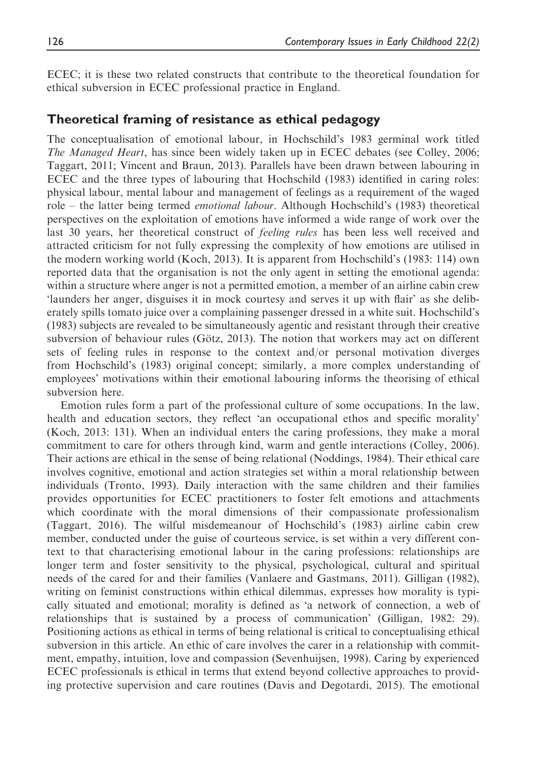ECEC; it is these two related constructs that contribute to the theoretical foundation for ethical subversion in ECEC professional practice in England.

## Theoretical framing of resistance as ethical pedagogy

The conceptualisation of emotional labour, in Hochschild's 1983 germinal work titled *The Managed Heart*, has since been widely taken up in ECEC debates (see Colley, 2006; Taggart, 2011; Vincent and Braun, 2013). Parallels have been drawn between labouring in ECEC and the three types of labouring that Hochschild (1983) identified in caring roles: physical labour, mental labour and management of feelings as a requirement of the waged role – the latter being termed *emotional labour*. Although Hochschild's (1983) theoretical perspectives on the exploitation of emotions have informed a wide range of work over the last 30 years, her theoretical construct of *feeling rules* has been less well received and attracted criticism for not fully expressing the complexity of how emotions are utilised in the modern working world (Koch, 2013). It is apparent from Hochschild's (1983: 114) own reported data that the organisation is not the only agent in setting the emotional agenda: within a structure where anger is not a permitted emotion, a member of an airline cabin crew 'launders her anger, disguises it in mock courtesy and serves it up with flair' as she deliberately spills tomato juice over a complaining passenger dressed in a white suit. Hochschild's (1983) subjects are revealed to be simultaneously agentic and resistant through their creative subversion of behaviour rules (Götz, 2013). The notion that workers may act on different sets of feeling rules in response to the context and/or personal motivation diverges from Hochschild's (1983) original concept; similarly, a more complex understanding of employees' motivations within their emotional labouring informs the theorising of ethical subversion here.

Emotion rules form a part of the professional culture of some occupations. In the law, health and education sectors, they reflect 'an occupational ethos and specific morality' (Koch, 2013: 131). When an individual enters the caring professions, they make a moral commitment to care for others through kind, warm and gentle interactions (Colley, 2006). Their actions are ethical in the sense of being relational (Noddings, 1984). Their ethical care involves cognitive, emotional and action strategies set within a moral relationship between individuals (Tronto, 1993). Daily interaction with the same children and their families provides opportunities for ECEC practitioners to foster felt emotions and attachments which coordinate with the moral dimensions of their compassionate professionalism (Taggart, 2016). The wilful misdemeanour of Hochschild's (1983) airline cabin crew member, conducted under the guise of courteous service, is set within a very different context to that characterising emotional labour in the caring professions: relationships are longer term and foster sensitivity to the physical, psychological, cultural and spiritual needs of the cared for and their families (Vanlaere and Gastmans, 2011). Gilligan (1982), writing on feminist constructions within ethical dilemmas, expresses how morality is typically situated and emotional; morality is defined as 'a network of connection, a web of relationships that is sustained by a process of communication' (Gilligan, 1982: 29). Positioning actions as ethical in terms of being relational is critical to conceptualising ethical subversion in this article. An ethic of care involves the carer in a relationship with commitment, empathy, intuition, love and compassion (Sevenhuijsen, 1998). Caring by experienced ECEC professionals is ethical in terms that extend beyond collective approaches to providing protective supervision and care routines (Davis and Degotardi, 2015). The emotional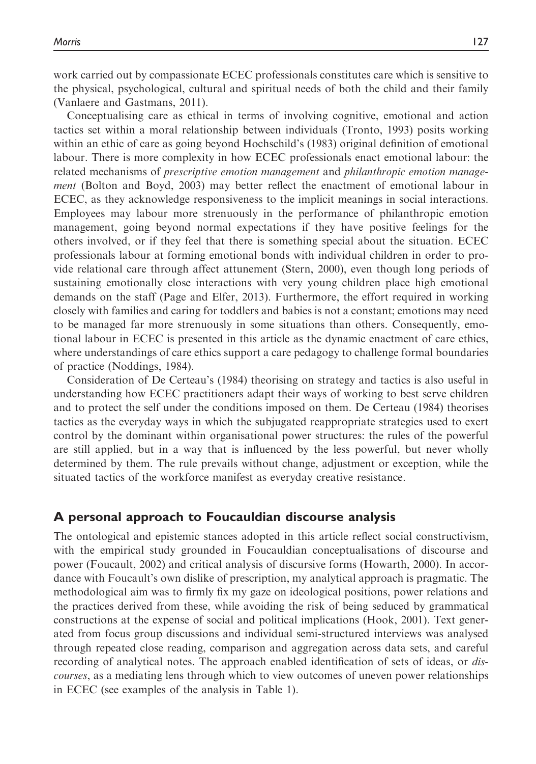work carried out by compassionate ECEC professionals constitutes care which is sensitive to the physical, psychological, cultural and spiritual needs of both the child and their family (Vanlaere and Gastmans, 2011).

Conceptualising care as ethical in terms of involving cognitive, emotional and action tactics set within a moral relationship between individuals (Tronto, 1993) posits working within an ethic of care as going beyond Hochschild's (1983) original definition of emotional labour. There is more complexity in how ECEC professionals enact emotional labour: the related mechanisms of *prescriptive emotion management* and *philanthropic emotion management* (Bolton and Boyd, 2003) may better reflect the enactment of emotional labour in ECEC, as they acknowledge responsiveness to the implicit meanings in social interactions. Employees may labour more strenuously in the performance of philanthropic emotion management, going beyond normal expectations if they have positive feelings for the others involved, or if they feel that there is something special about the situation. ECEC professionals labour at forming emotional bonds with individual children in order to provide relational care through affect attunement (Stern, 2000), even though long periods of sustaining emotionally close interactions with very young children place high emotional demands on the staff (Page and Elfer, 2013). Furthermore, the effort required in working closely with families and caring for toddlers and babies is not a constant; emotions may need to be managed far more strenuously in some situations than others. Consequently, emotional labour in ECEC is presented in this article as the dynamic enactment of care ethics, where understandings of care ethics support a care pedagogy to challenge formal boundaries of practice (Noddings, 1984).

Consideration of De Certeau's (1984) theorising on strategy and tactics is also useful in understanding how ECEC practitioners adapt their ways of working to best serve children and to protect the self under the conditions imposed on them. De Certeau (1984) theorises tactics as the everyday ways in which the subjugated reappropriate strategies used to exert control by the dominant within organisational power structures: the rules of the powerful are still applied, but in a way that is influenced by the less powerful, but never wholly determined by them. The rule prevails without change, adjustment or exception, while the situated tactics of the workforce manifest as everyday creative resistance.

## A personal approach to Foucauldian discourse analysis

The ontological and epistemic stances adopted in this article reflect social constructivism, with the empirical study grounded in Foucauldian conceptualisations of discourse and power (Foucault, 2002) and critical analysis of discursive forms (Howarth, 2000). In accordance with Foucault's own dislike of prescription, my analytical approach is pragmatic. The methodological aim was to firmly fix my gaze on ideological positions, power relations and the practices derived from these, while avoiding the risk of being seduced by grammatical constructions at the expense of social and political implications (Hook, 2001). Text generated from focus group discussions and individual semi-structured interviews was analysed through repeated close reading, comparison and aggregation across data sets, and careful recording of analytical notes. The approach enabled identification of sets of ideas, or *discourses*, as a mediating lens through which to view outcomes of uneven power relationships in ECEC (see examples of the analysis in Table 1).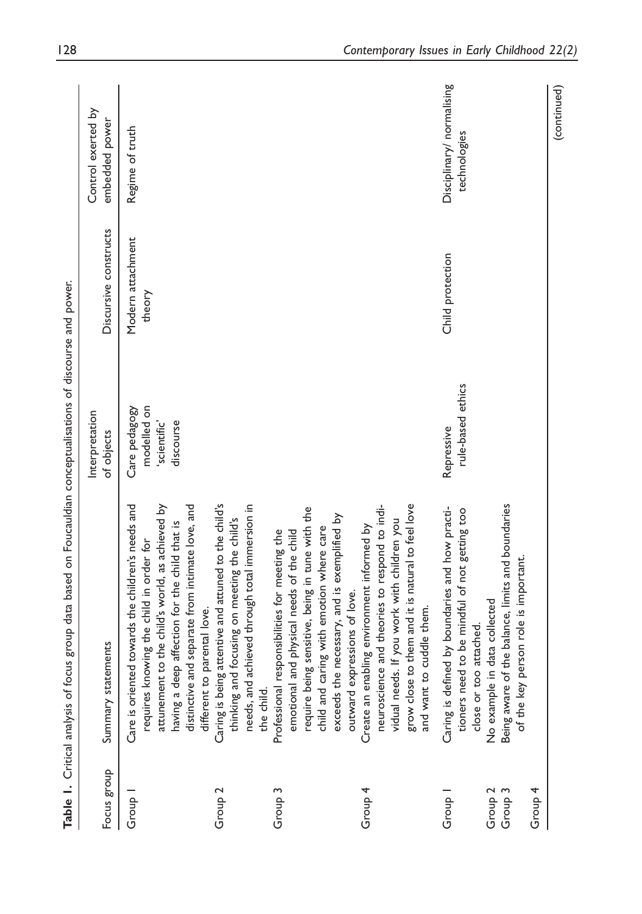**Table 1.** Critical analysis of focus group data based on Foucauldian conceptualisations of discourse and power.

| Focus group | Summary statements | Interpretation of objects | Discursive constructs | Control exerted by embedded power |
|---|---|---|---|---|
| Group 1 | Care is oriented towards the children's needs and requires knowing the child in order for attunement to the child's world, as achieved by having a deep affection for the child that is distinctive and separate from intimate love, and different to parental love. | Care pedagogy modelled on 'scientific' discourse | Modern attachment theory | Regime of truth |
| Group 2 | Caring is being attentive and attuned to the child's thinking and focusing on meeting the child's needs, and achieved through total immersion in the child. | | | |
| Group 3 | Professional responsibilities for meeting the emotional and physical needs of the child require being sensitive, being in tune with the child and caring with emotion where care exceeds the necessary, and is exemplified by outward expressions of love. | | | |
| Group 4 | Create an enabling environment informed by neuroscience and theories to respond to individual needs. If you work with children you grow close to them and it is natural to feel love and want to cuddle them. | | | |
| Group 1 | Caring is defined by boundaries and how practitioners need to be mindful of not getting too close or too attached. | Repressive rule-based ethics | Child protection | Disciplinary/ normalising technologies |
| Group 2 | No example in data collected | | | |
| Group 3 | Being aware of the balance, limits and boundaries of the key person role is important. | | | |
| Group 4 | | | | |

(continued)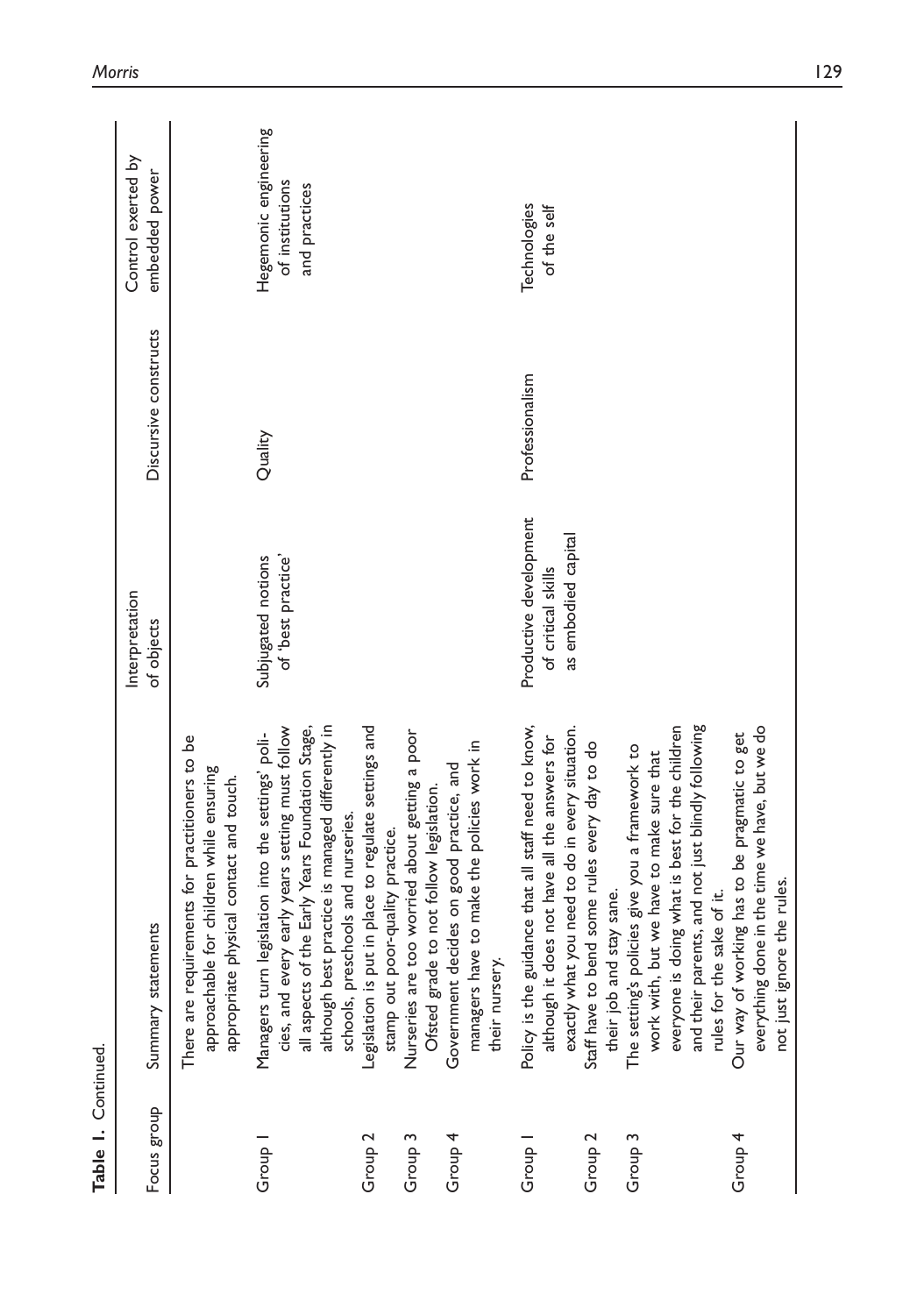**Table 1.** Continued.

| Focus group | Summary statements | Interpretation of objects | Discursive constructs | Control exerted by embedded power |
|---|---|---|---|---|
| | There are requirements for practitioners to be approachable for children while ensuring appropriate physical contact and touch. | | | |
| Group 1 | Managers turn legislation into the settings' policies, and every early years setting must follow all aspects of the Early Years Foundation Stage, although best practice is managed differently in schools, preschools and nurseries. | Subjugated notions of 'best practice' | Quality | Hegemonic engineering of institutions and practices |
| Group 2 | Legislation is put in place to regulate settings and stamp out poor-quality practice. | | | |
| Group 3 | Nurseries are too worried about getting a poor Ofsted grade to not follow legislation. | | | |
| Group 4 | Government decides on good practice, and managers have to make the policies work in their nursery. | | | |
| Group 1 | Policy is the guidance that all staff need to know, although it does not have all the answers for exactly what you need to do in every situation. | Productive development of critical skills as embodied capital | Professionalism | Technologies of the self |
| Group 2 | Staff have to bend some rules every day to do their job and stay sane. | | | |
| Group 3 | The setting's policies give you a framework to work with, but we have to make sure that everyone is doing what is best for the children and their parents, and not just blindly following rules for the sake of it. | | | |
| Group 4 | Our way of working has to be pragmatic to get everything done in the time we have, but we do not just ignore the rules. | | | |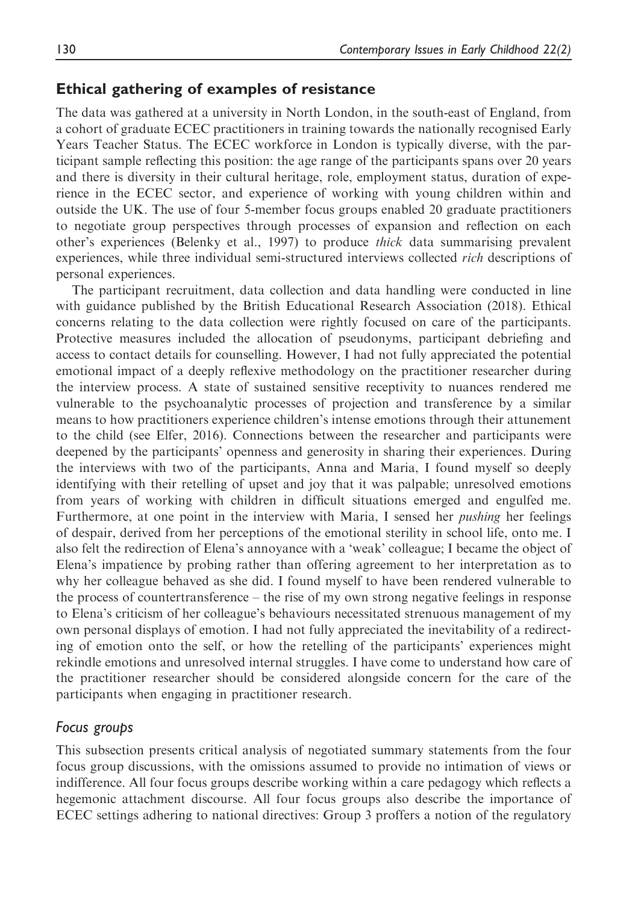## Ethical gathering of examples of resistance

The data was gathered at a university in North London, in the south-east of England, from a cohort of graduate ECEC practitioners in training towards the nationally recognised Early Years Teacher Status. The ECEC workforce in London is typically diverse, with the participant sample reflecting this position: the age range of the participants spans over 20 years and there is diversity in their cultural heritage, role, employment status, duration of experience in the ECEC sector, and experience of working with young children within and outside the UK. The use of four 5-member focus groups enabled 20 graduate practitioners to negotiate group perspectives through processes of expansion and reflection on each other's experiences (Belenky et al., 1997) to produce *thick* data summarising prevalent experiences, while three individual semi-structured interviews collected *rich* descriptions of personal experiences.

The participant recruitment, data collection and data handling were conducted in line with guidance published by the British Educational Research Association (2018). Ethical concerns relating to the data collection were rightly focused on care of the participants. Protective measures included the allocation of pseudonyms, participant debriefing and access to contact details for counselling. However, I had not fully appreciated the potential emotional impact of a deeply reflexive methodology on the practitioner researcher during the interview process. A state of sustained sensitive receptivity to nuances rendered me vulnerable to the psychoanalytic processes of projection and transference by a similar means to how practitioners experience children's intense emotions through their attunement to the child (see Elfer, 2016). Connections between the researcher and participants were deepened by the participants' openness and generosity in sharing their experiences. During the interviews with two of the participants, Anna and Maria, I found myself so deeply identifying with their retelling of upset and joy that it was palpable; unresolved emotions from years of working with children in difficult situations emerged and engulfed me. Furthermore, at one point in the interview with Maria, I sensed her *pushing* her feelings of despair, derived from her perceptions of the emotional sterility in school life, onto me. I also felt the redirection of Elena's annoyance with a 'weak' colleague; I became the object of Elena's impatience by probing rather than offering agreement to her interpretation as to why her colleague behaved as she did. I found myself to have been rendered vulnerable to the process of countertransference – the rise of my own strong negative feelings in response to Elena's criticism of her colleague's behaviours necessitated strenuous management of my own personal displays of emotion. I had not fully appreciated the inevitability of a redirecting of emotion onto the self, or how the retelling of the participants' experiences might rekindle emotions and unresolved internal struggles. I have come to understand how care of the practitioner researcher should be considered alongside concern for the care of the participants when engaging in practitioner research.

### *Focus groups*

This subsection presents critical analysis of negotiated summary statements from the four focus group discussions, with the omissions assumed to provide no intimation of views or indifference. All four focus groups describe working within a care pedagogy which reflects a hegemonic attachment discourse. All four focus groups also describe the importance of ECEC settings adhering to national directives: Group 3 proffers a notion of the regulatory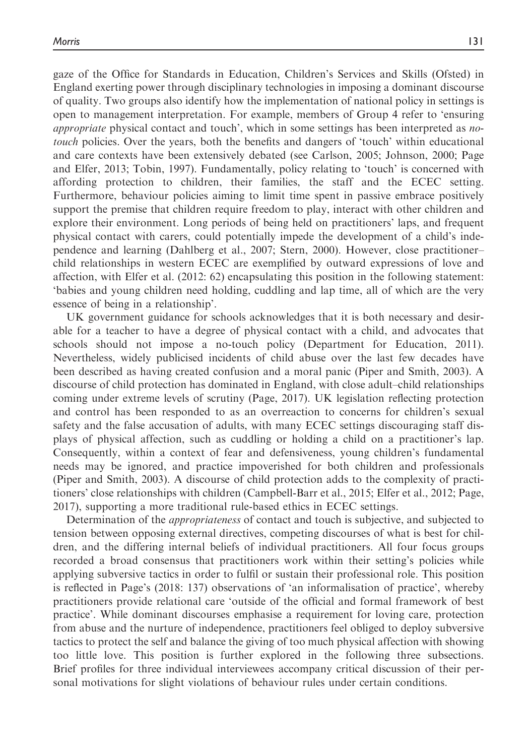gaze of the Office for Standards in Education, Children's Services and Skills (Ofsted) in England exerting power through disciplinary technologies in imposing a dominant discourse of quality. Two groups also identify how the implementation of national policy in settings is open to management interpretation. For example, members of Group 4 refer to 'ensuring *appropriate* physical contact and touch', which in some settings has been interpreted as *no-touch* policies. Over the years, both the benefits and dangers of 'touch' within educational and care contexts have been extensively debated (see Carlson, 2005; Johnson, 2000; Page and Elfer, 2013; Tobin, 1997). Fundamentally, policy relating to 'touch' is concerned with affording protection to children, their families, the staff and the ECEC setting. Furthermore, behaviour policies aiming to limit time spent in passive embrace positively support the premise that children require freedom to play, interact with other children and explore their environment. Long periods of being held on practitioners' laps, and frequent physical contact with carers, could potentially impede the development of a child's independence and learning (Dahlberg et al., 2007; Stern, 2000). However, close practitioner–child relationships in western ECEC are exemplified by outward expressions of love and affection, with Elfer et al. (2012: 62) encapsulating this position in the following statement: 'babies and young children need holding, cuddling and lap time, all of which are the very essence of being in a relationship'.

UK government guidance for schools acknowledges that it is both necessary and desirable for a teacher to have a degree of physical contact with a child, and advocates that schools should not impose a no-touch policy (Department for Education, 2011). Nevertheless, widely publicised incidents of child abuse over the last few decades have been described as having created confusion and a moral panic (Piper and Smith, 2003). A discourse of child protection has dominated in England, with close adult–child relationships coming under extreme levels of scrutiny (Page, 2017). UK legislation reflecting protection and control has been responded to as an overreaction to concerns for children's sexual safety and the false accusation of adults, with many ECEC settings discouraging staff displays of physical affection, such as cuddling or holding a child on a practitioner's lap. Consequently, within a context of fear and defensiveness, young children's fundamental needs may be ignored, and practice impoverished for both children and professionals (Piper and Smith, 2003). A discourse of child protection adds to the complexity of practitioners' close relationships with children (Campbell-Barr et al., 2015; Elfer et al., 2012; Page, 2017), supporting a more traditional rule-based ethics in ECEC settings.

Determination of the *appropriateness* of contact and touch is subjective, and subjected to tension between opposing external directives, competing discourses of what is best for children, and the differing internal beliefs of individual practitioners. All four focus groups recorded a broad consensus that practitioners work within their setting's policies while applying subversive tactics in order to fulfil or sustain their professional role. This position is reflected in Page's (2018: 137) observations of 'an informalisation of practice', whereby practitioners provide relational care 'outside of the official and formal framework of best practice'. While dominant discourses emphasise a requirement for loving care, protection from abuse and the nurture of independence, practitioners feel obliged to deploy subversive tactics to protect the self and balance the giving of too much physical affection with showing too little love. This position is further explored in the following three subsections. Brief profiles for three individual interviewees accompany critical discussion of their personal motivations for slight violations of behaviour rules under certain conditions.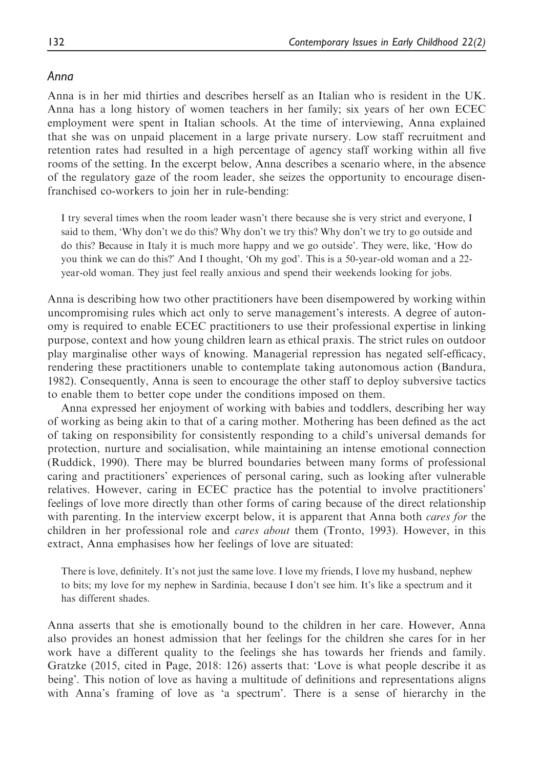### *Anna*

Anna is in her mid thirties and describes herself as an Italian who is resident in the UK. Anna has a long history of women teachers in her family; six years of her own ECEC employment were spent in Italian schools. At the time of interviewing, Anna explained that she was on unpaid placement in a large private nursery. Low staff recruitment and retention rates had resulted in a high percentage of agency staff working within all five rooms of the setting. In the excerpt below, Anna describes a scenario where, in the absence of the regulatory gaze of the room leader, she seizes the opportunity to encourage disenfranchised co-workers to join her in rule-bending:

> I try several times when the room leader wasn't there because she is very strict and everyone, I said to them, 'Why don't we do this? Why don't we try this? Why don't we try to go outside and do this? Because in Italy it is much more happy and we go outside'. They were, like, 'How do you think we can do this?' And I thought, 'Oh my god'. This is a 50-year-old woman and a 22-year-old woman. They just feel really anxious and spend their weekends looking for jobs.

Anna is describing how two other practitioners have been disempowered by working within uncompromising rules which act only to serve management's interests. A degree of autonomy is required to enable ECEC practitioners to use their professional expertise in linking purpose, context and how young children learn as ethical praxis. The strict rules on outdoor play marginalise other ways of knowing. Managerial repression has negated self-efficacy, rendering these practitioners unable to contemplate taking autonomous action (Bandura, 1982). Consequently, Anna is seen to encourage the other staff to deploy subversive tactics to enable them to better cope under the conditions imposed on them.

Anna expressed her enjoyment of working with babies and toddlers, describing her way of working as being akin to that of a caring mother. Mothering has been defined as the act of taking on responsibility for consistently responding to a child's universal demands for protection, nurture and socialisation, while maintaining an intense emotional connection (Ruddick, 1990). There may be blurred boundaries between many forms of professional caring and practitioners' experiences of personal caring, such as looking after vulnerable relatives. However, caring in ECEC practice has the potential to involve practitioners' feelings of love more directly than other forms of caring because of the direct relationship with parenting. In the interview excerpt below, it is apparent that Anna both *cares for* the children in her professional role and *cares about* them (Tronto, 1993). However, in this extract, Anna emphasises how her feelings of love are situated:

> There is love, definitely. It's not just the same love. I love my friends, I love my husband, nephew to bits; my love for my nephew in Sardinia, because I don't see him. It's like a spectrum and it has different shades.

Anna asserts that she is emotionally bound to the children in her care. However, Anna also provides an honest admission that her feelings for the children she cares for in her work have a different quality to the feelings she has towards her friends and family. Gratzke (2015, cited in Page, 2018: 126) asserts that: 'Love is what people describe it as being'. This notion of love as having a multitude of definitions and representations aligns with Anna's framing of love as 'a spectrum'. There is a sense of hierarchy in the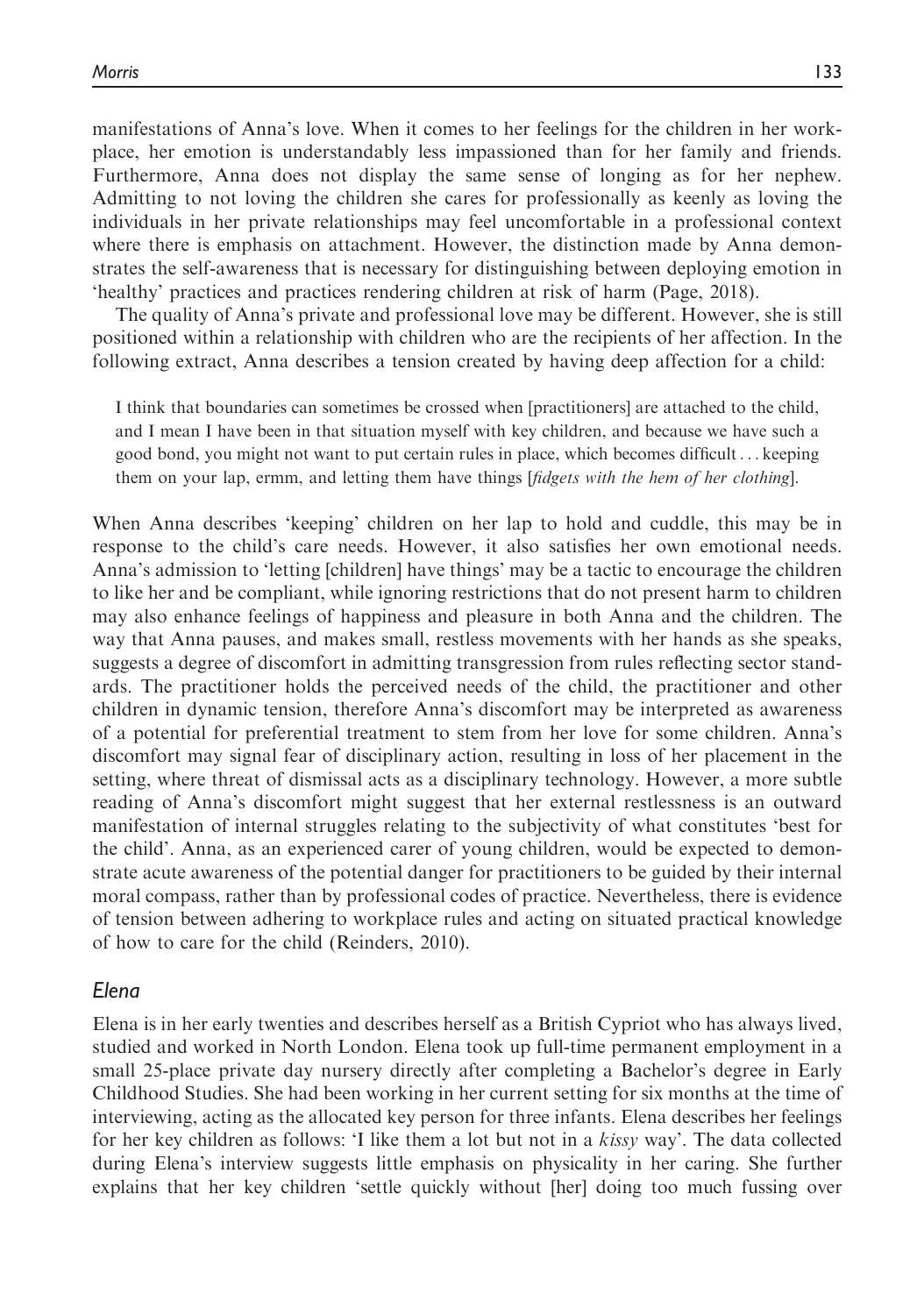manifestations of Anna's love. When it comes to her feelings for the children in her workplace, her emotion is understandably less impassioned than for her family and friends. Furthermore, Anna does not display the same sense of longing as for her nephew. Admitting to not loving the children she cares for professionally as keenly as loving the individuals in her private relationships may feel uncomfortable in a professional context where there is emphasis on attachment. However, the distinction made by Anna demonstrates the self-awareness that is necessary for distinguishing between deploying emotion in 'healthy' practices and practices rendering children at risk of harm (Page, 2018).

The quality of Anna's private and professional love may be different. However, she is still positioned within a relationship with children who are the recipients of her affection. In the following extract, Anna describes a tension created by having deep affection for a child:

> I think that boundaries can sometimes be crossed when [practitioners] are attached to the child, and I mean I have been in that situation myself with key children, and because we have such a good bond, you might not want to put certain rules in place, which becomes difficult . . . keeping them on your lap, ermm, and letting them have things [*fidgets with the hem of her clothing*].

When Anna describes 'keeping' children on her lap to hold and cuddle, this may be in response to the child's care needs. However, it also satisfies her own emotional needs. Anna's admission to 'letting [children] have things' may be a tactic to encourage the children to like her and be compliant, while ignoring restrictions that do not present harm to children may also enhance feelings of happiness and pleasure in both Anna and the children. The way that Anna pauses, and makes small, restless movements with her hands as she speaks, suggests a degree of discomfort in admitting transgression from rules reflecting sector standards. The practitioner holds the perceived needs of the child, the practitioner and other children in dynamic tension, therefore Anna's discomfort may be interpreted as awareness of a potential for preferential treatment to stem from her love for some children. Anna's discomfort may signal fear of disciplinary action, resulting in loss of her placement in the setting, where threat of dismissal acts as a disciplinary technology. However, a more subtle reading of Anna's discomfort might suggest that her external restlessness is an outward manifestation of internal struggles relating to the subjectivity of what constitutes 'best for the child'. Anna, as an experienced carer of young children, would be expected to demonstrate acute awareness of the potential danger for practitioners to be guided by their internal moral compass, rather than by professional codes of practice. Nevertheless, there is evidence of tension between adhering to workplace rules and acting on situated practical knowledge of how to care for the child (Reinders, 2010).

### *Elena*

Elena is in her early twenties and describes herself as a British Cypriot who has always lived, studied and worked in North London. Elena took up full-time permanent employment in a small 25-place private day nursery directly after completing a Bachelor's degree in Early Childhood Studies. She had been working in her current setting for six months at the time of interviewing, acting as the allocated key person for three infants. Elena describes her feelings for her key children as follows: 'I like them a lot but not in a *kissy* way'. The data collected during Elena's interview suggests little emphasis on physicality in her caring. She further explains that her key children 'settle quickly without [her] doing too much fussing over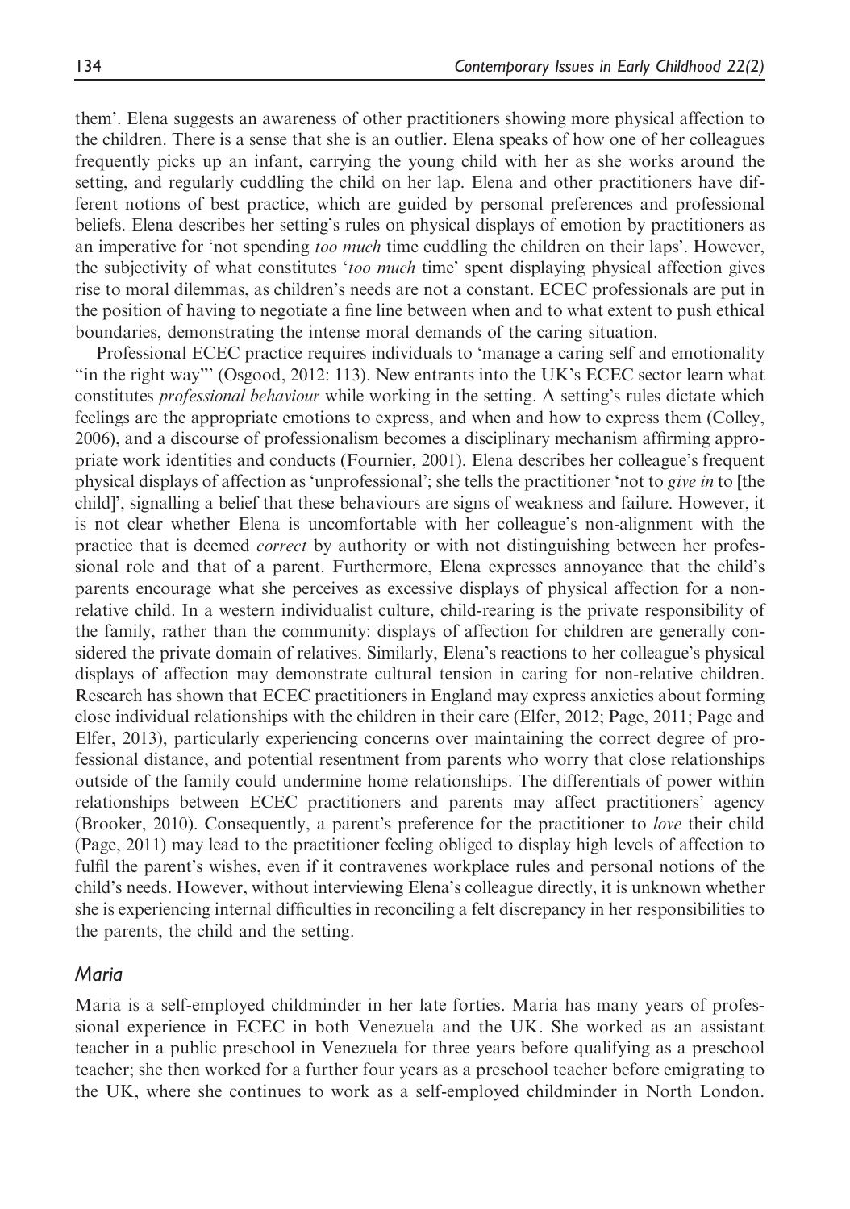them'. Elena suggests an awareness of other practitioners showing more physical affection to the children. There is a sense that she is an outlier. Elena speaks of how one of her colleagues frequently picks up an infant, carrying the young child with her as she works around the setting, and regularly cuddling the child on her lap. Elena and other practitioners have different notions of best practice, which are guided by personal preferences and professional beliefs. Elena describes her setting's rules on physical displays of emotion by practitioners as an imperative for 'not spending *too much* time cuddling the children on their laps'. However, the subjectivity of what constitutes '*too much* time' spent displaying physical affection gives rise to moral dilemmas, as children's needs are not a constant. ECEC professionals are put in the position of having to negotiate a fine line between when and to what extent to push ethical boundaries, demonstrating the intense moral demands of the caring situation.

Professional ECEC practice requires individuals to 'manage a caring self and emotionality "in the right way"' (Osgood, 2012: 113). New entrants into the UK's ECEC sector learn what constitutes *professional behaviour* while working in the setting. A setting's rules dictate which feelings are the appropriate emotions to express, and when and how to express them (Colley, 2006), and a discourse of professionalism becomes a disciplinary mechanism affirming appropriate work identities and conducts (Fournier, 2001). Elena describes her colleague's frequent physical displays of affection as 'unprofessional'; she tells the practitioner 'not to *give in* to [the child]', signalling a belief that these behaviours are signs of weakness and failure. However, it is not clear whether Elena is uncomfortable with her colleague's non-alignment with the practice that is deemed *correct* by authority or with not distinguishing between her professional role and that of a parent. Furthermore, Elena expresses annoyance that the child's parents encourage what she perceives as excessive displays of physical affection for a non-relative child. In a western individualist culture, child-rearing is the private responsibility of the family, rather than the community: displays of affection for children are generally considered the private domain of relatives. Similarly, Elena's reactions to her colleague's physical displays of affection may demonstrate cultural tension in caring for non-relative children. Research has shown that ECEC practitioners in England may express anxieties about forming close individual relationships with the children in their care (Elfer, 2012; Page, 2011; Page and Elfer, 2013), particularly experiencing concerns over maintaining the correct degree of professional distance, and potential resentment from parents who worry that close relationships outside of the family could undermine home relationships. The differentials of power within relationships between ECEC practitioners and parents may affect practitioners' agency (Brooker, 2010). Consequently, a parent's preference for the practitioner to *love* their child (Page, 2011) may lead to the practitioner feeling obliged to display high levels of affection to fulfil the parent's wishes, even if it contravenes workplace rules and personal notions of the child's needs. However, without interviewing Elena's colleague directly, it is unknown whether she is experiencing internal difficulties in reconciling a felt discrepancy in her responsibilities to the parents, the child and the setting.

### *Maria*

Maria is a self-employed childminder in her late forties. Maria has many years of professional experience in ECEC in both Venezuela and the UK. She worked as an assistant teacher in a public preschool in Venezuela for three years before qualifying as a preschool teacher; she then worked for a further four years as a preschool teacher before emigrating to the UK, where she continues to work as a self-employed childminder in North London.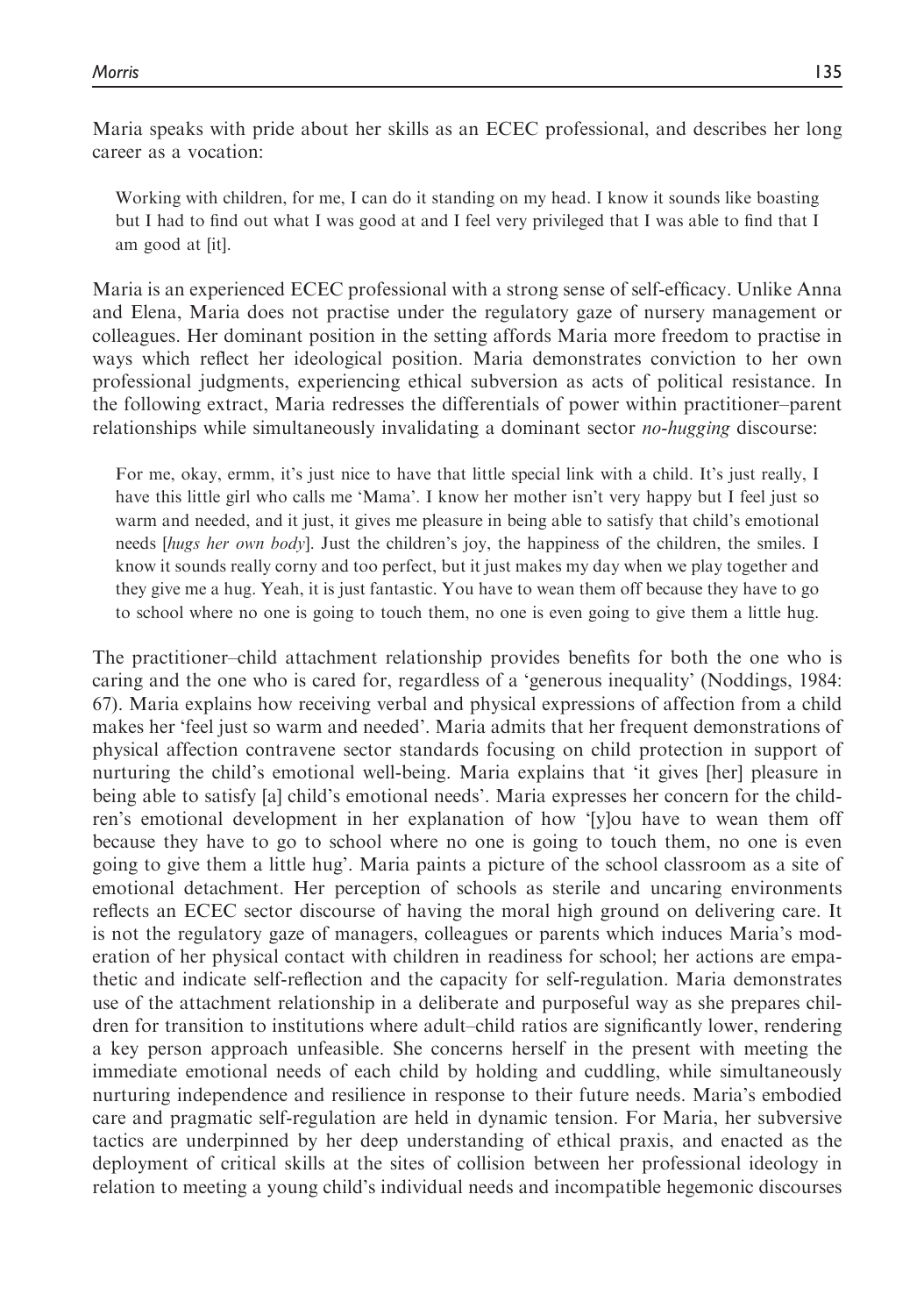Maria speaks with pride about her skills as an ECEC professional, and describes her long career as a vocation:

> Working with children, for me, I can do it standing on my head. I know it sounds like boasting but I had to find out what I was good at and I feel very privileged that I was able to find that I am good at [it].

Maria is an experienced ECEC professional with a strong sense of self-efficacy. Unlike Anna and Elena, Maria does not practise under the regulatory gaze of nursery management or colleagues. Her dominant position in the setting affords Maria more freedom to practise in ways which reflect her ideological position. Maria demonstrates conviction to her own professional judgments, experiencing ethical subversion as acts of political resistance. In the following extract, Maria redresses the differentials of power within practitioner–parent relationships while simultaneously invalidating a dominant sector *no-hugging* discourse:

> For me, okay, ermm, it's just nice to have that little special link with a child. It's just really, I have this little girl who calls me 'Mama'. I know her mother isn't very happy but I feel just so warm and needed, and it just, it gives me pleasure in being able to satisfy that child's emotional needs [*hugs her own body*]. Just the children's joy, the happiness of the children, the smiles. I know it sounds really corny and too perfect, but it just makes my day when we play together and they give me a hug. Yeah, it is just fantastic. You have to wean them off because they have to go to school where no one is going to touch them, no one is even going to give them a little hug.

The practitioner–child attachment relationship provides benefits for both the one who is caring and the one who is cared for, regardless of a 'generous inequality' (Noddings, 1984: 67). Maria explains how receiving verbal and physical expressions of affection from a child makes her 'feel just so warm and needed'. Maria admits that her frequent demonstrations of physical affection contravene sector standards focusing on child protection in support of nurturing the child's emotional well-being. Maria explains that 'it gives [her] pleasure in being able to satisfy [a] child's emotional needs'. Maria expresses her concern for the children's emotional development in her explanation of how '[y]ou have to wean them off because they have to go to school where no one is going to touch them, no one is even going to give them a little hug'. Maria paints a picture of the school classroom as a site of emotional detachment. Her perception of schools as sterile and uncaring environments reflects an ECEC sector discourse of having the moral high ground on delivering care. It is not the regulatory gaze of managers, colleagues or parents which induces Maria's moderation of her physical contact with children in readiness for school; her actions are empathetic and indicate self-reflection and the capacity for self-regulation. Maria demonstrates use of the attachment relationship in a deliberate and purposeful way as she prepares children for transition to institutions where adult–child ratios are significantly lower, rendering a key person approach unfeasible. She concerns herself in the present with meeting the immediate emotional needs of each child by holding and cuddling, while simultaneously nurturing independence and resilience in response to their future needs. Maria's embodied care and pragmatic self-regulation are held in dynamic tension. For Maria, her subversive tactics are underpinned by her deep understanding of ethical praxis, and enacted as the deployment of critical skills at the sites of collision between her professional ideology in relation to meeting a young child's individual needs and incompatible hegemonic discourses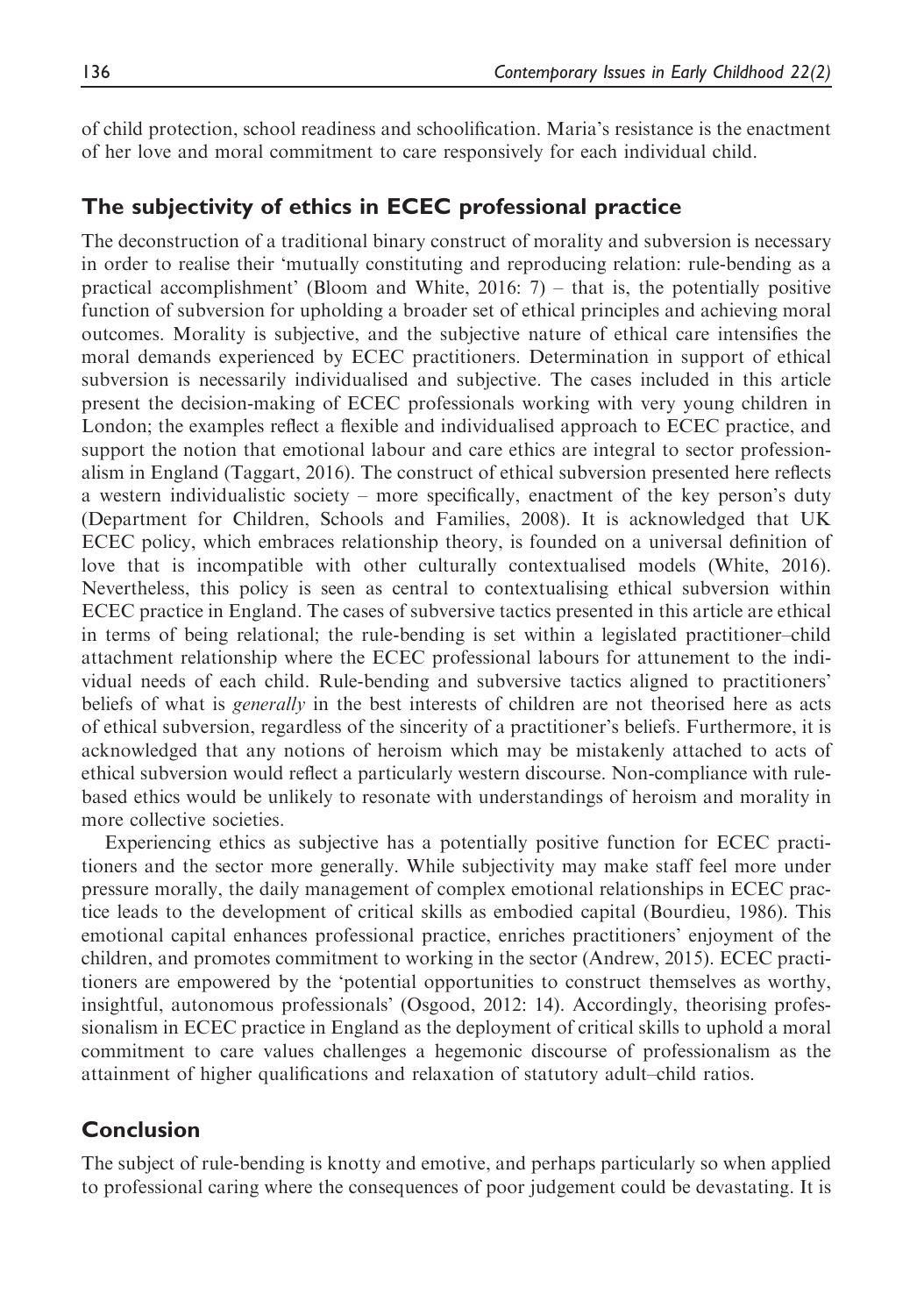of child protection, school readiness and schoolification. Maria's resistance is the enactment of her love and moral commitment to care responsively for each individual child.

## The subjectivity of ethics in ECEC professional practice

The deconstruction of a traditional binary construct of morality and subversion is necessary in order to realise their 'mutually constituting and reproducing relation: rule-bending as a practical accomplishment' (Bloom and White, 2016: 7) – that is, the potentially positive function of subversion for upholding a broader set of ethical principles and achieving moral outcomes. Morality is subjective, and the subjective nature of ethical care intensifies the moral demands experienced by ECEC practitioners. Determination in support of ethical subversion is necessarily individualised and subjective. The cases included in this article present the decision-making of ECEC professionals working with very young children in London; the examples reflect a flexible and individualised approach to ECEC practice, and support the notion that emotional labour and care ethics are integral to sector professionalism in England (Taggart, 2016). The construct of ethical subversion presented here reflects a western individualistic society – more specifically, enactment of the key person's duty (Department for Children, Schools and Families, 2008). It is acknowledged that UK ECEC policy, which embraces relationship theory, is founded on a universal definition of love that is incompatible with other culturally contextualised models (White, 2016). Nevertheless, this policy is seen as central to contextualising ethical subversion within ECEC practice in England. The cases of subversive tactics presented in this article are ethical in terms of being relational; the rule-bending is set within a legislated practitioner–child attachment relationship where the ECEC professional labours for attunement to the individual needs of each child. Rule-bending and subversive tactics aligned to practitioners' beliefs of what is *generally* in the best interests of children are not theorised here as acts of ethical subversion, regardless of the sincerity of a practitioner's beliefs. Furthermore, it is acknowledged that any notions of heroism which may be mistakenly attached to acts of ethical subversion would reflect a particularly western discourse. Non-compliance with rule-based ethics would be unlikely to resonate with understandings of heroism and morality in more collective societies.

Experiencing ethics as subjective has a potentially positive function for ECEC practitioners and the sector more generally. While subjectivity may make staff feel more under pressure morally, the daily management of complex emotional relationships in ECEC practice leads to the development of critical skills as embodied capital (Bourdieu, 1986). This emotional capital enhances professional practice, enriches practitioners' enjoyment of the children, and promotes commitment to working in the sector (Andrew, 2015). ECEC practitioners are empowered by the 'potential opportunities to construct themselves as worthy, insightful, autonomous professionals' (Osgood, 2012: 14). Accordingly, theorising professionalism in ECEC practice in England as the deployment of critical skills to uphold a moral commitment to care values challenges a hegemonic discourse of professionalism as the attainment of higher qualifications and relaxation of statutory adult–child ratios.

## Conclusion

The subject of rule-bending is knotty and emotive, and perhaps particularly so when applied to professional caring where the consequences of poor judgement could be devastating. It is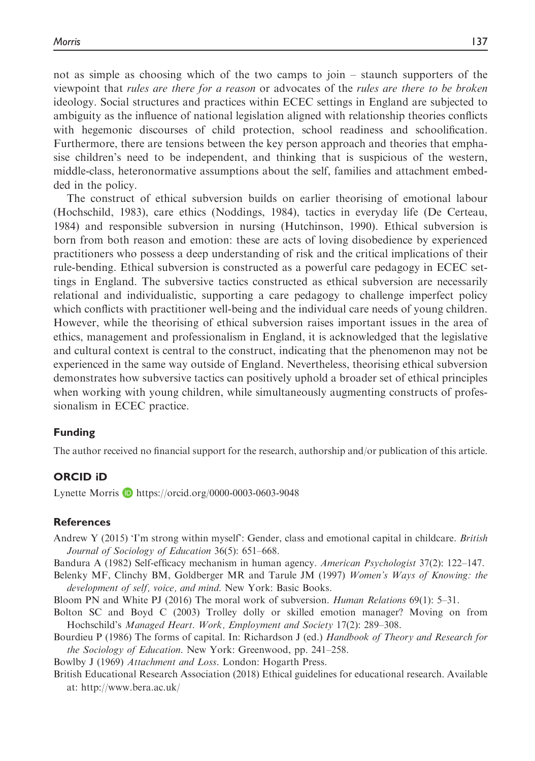not as simple as choosing which of the two camps to join – staunch supporters of the viewpoint that *rules are there for a reason* or advocates of the *rules are there to be broken* ideology. Social structures and practices within ECEC settings in England are subjected to ambiguity as the influence of national legislation aligned with relationship theories conflicts with hegemonic discourses of child protection, school readiness and schoolification. Furthermore, there are tensions between the key person approach and theories that emphasise children's need to be independent, and thinking that is suspicious of the western, middle-class, heteronormative assumptions about the self, families and attachment embedded in the policy.

The construct of ethical subversion builds on earlier theorising of emotional labour (Hochschild, 1983), care ethics (Noddings, 1984), tactics in everyday life (De Certeau, 1984) and responsible subversion in nursing (Hutchinson, 1990). Ethical subversion is born from both reason and emotion: these are acts of loving disobedience by experienced practitioners who possess a deep understanding of risk and the critical implications of their rule-bending. Ethical subversion is constructed as a powerful care pedagogy in ECEC settings in England. The subversive tactics constructed as ethical subversion are necessarily relational and individualistic, supporting a care pedagogy to challenge imperfect policy which conflicts with practitioner well-being and the individual care needs of young children. However, while the theorising of ethical subversion raises important issues in the area of ethics, management and professionalism in England, it is acknowledged that the legislative and cultural context is central to the construct, indicating that the phenomenon may not be experienced in the same way outside of England. Nevertheless, theorising ethical subversion demonstrates how subversive tactics can positively uphold a broader set of ethical principles when working with young children, while simultaneously augmenting constructs of professionalism in ECEC practice.

## Funding

The author received no financial support for the research, authorship and/or publication of this article.

## ORCID iD

Lynette Morris https://orcid.org/0000-0003-0603-9048

## References

Andrew Y (2015) 'I'm strong within myself': Gender, class and emotional capital in childcare. *British Journal of Sociology of Education* 36(5): 651–668.

Bandura A (1982) Self-efficacy mechanism in human agency. *American Psychologist* 37(2): 122–147.

Belenky MF, Clinchy BM, Goldberger MR and Tarule JM (1997) *Women's Ways of Knowing: the development of self, voice, and mind*. New York: Basic Books.

Bloom PN and White PJ (2016) The moral work of subversion. *Human Relations* 69(1): 5–31.

Bolton SC and Boyd C (2003) Trolley dolly or skilled emotion manager? Moving on from Hochschild's *Managed Heart*. *Work, Employment and Society* 17(2): 289–308.

Bourdieu P (1986) The forms of capital. In: Richardson J (ed.) *Handbook of Theory and Research for the Sociology of Education*. New York: Greenwood, pp. 241–258.

Bowlby J (1969) *Attachment and Loss*. London: Hogarth Press.

British Educational Research Association (2018) Ethical guidelines for educational research. Available at: http://www.bera.ac.uk/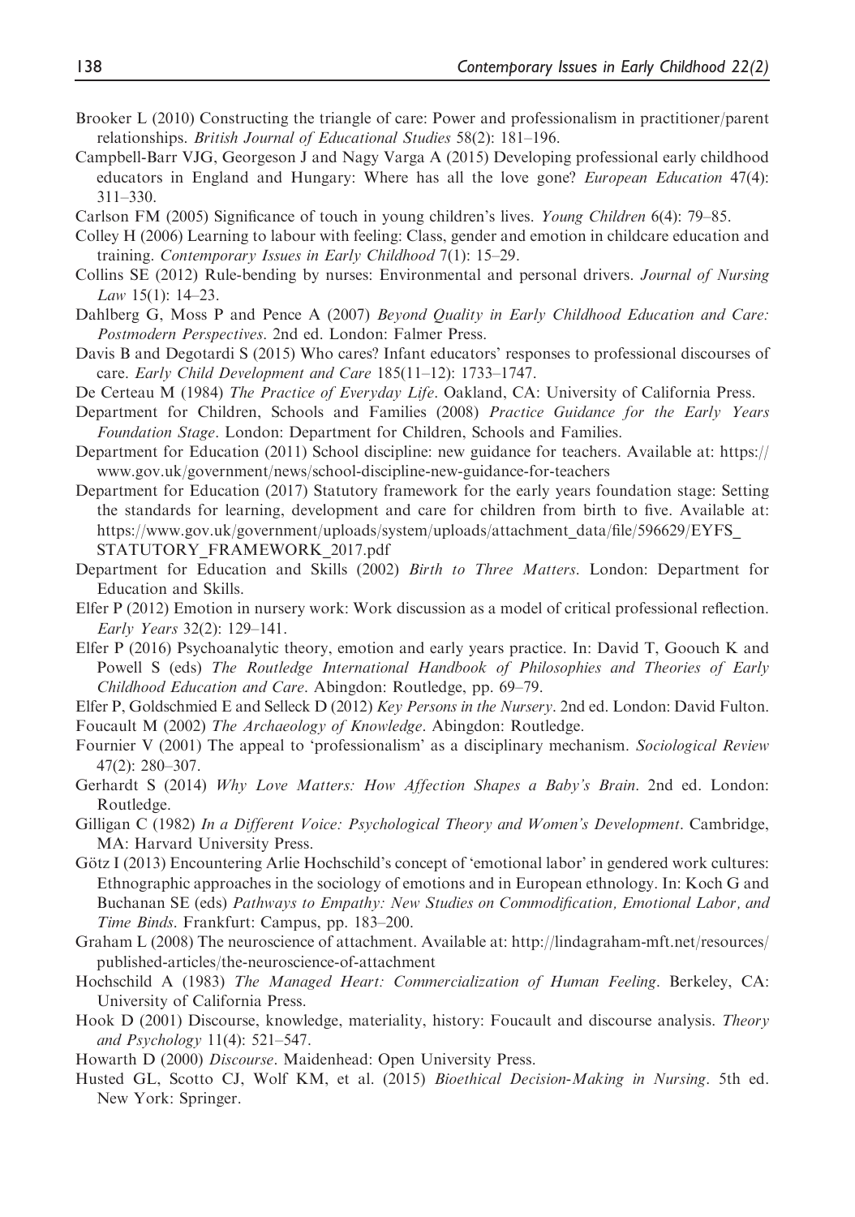Brooker L (2010) Constructing the triangle of care: Power and professionalism in practitioner/parent relationships. *British Journal of Educational Studies* 58(2): 181–196.

Campbell-Barr VJG, Georgeson J and Nagy Varga A (2015) Developing professional early childhood educators in England and Hungary: Where has all the love gone? *European Education* 47(4): 311–330.

Carlson FM (2005) Significance of touch in young children's lives. *Young Children* 6(4): 79–85.

Colley H (2006) Learning to labour with feeling: Class, gender and emotion in childcare education and training. *Contemporary Issues in Early Childhood* 7(1): 15–29.

Collins SE (2012) Rule-bending by nurses: Environmental and personal drivers. *Journal of Nursing Law* 15(1): 14–23.

Dahlberg G, Moss P and Pence A (2007) *Beyond Quality in Early Childhood Education and Care: Postmodern Perspectives*. 2nd ed. London: Falmer Press.

Davis B and Degotardi S (2015) Who cares? Infant educators' responses to professional discourses of care. *Early Child Development and Care* 185(11–12): 1733–1747.

De Certeau M (1984) *The Practice of Everyday Life*. Oakland, CA: University of California Press.

Department for Children, Schools and Families (2008) *Practice Guidance for the Early Years Foundation Stage*. London: Department for Children, Schools and Families.

Department for Education (2011) School discipline: new guidance for teachers. Available at: https://www.gov.uk/government/news/school-discipline-new-guidance-for-teachers

Department for Education (2017) Statutory framework for the early years foundation stage: Setting the standards for learning, development and care for children from birth to five. Available at: https://www.gov.uk/government/uploads/system/uploads/attachment_data/file/596629/EYFS_STATUTORY_FRAMEWORK_2017.pdf

Department for Education and Skills (2002) *Birth to Three Matters*. London: Department for Education and Skills.

Elfer P (2012) Emotion in nursery work: Work discussion as a model of critical professional reflection. *Early Years* 32(2): 129–141.

Elfer P (2016) Psychoanalytic theory, emotion and early years practice. In: David T, Goouch K and Powell S (eds) *The Routledge International Handbook of Philosophies and Theories of Early Childhood Education and Care*. Abingdon: Routledge, pp. 69–79.

Elfer P, Goldschmied E and Selleck D (2012) *Key Persons in the Nursery*. 2nd ed. London: David Fulton.

Foucault M (2002) *The Archaeology of Knowledge*. Abingdon: Routledge.

Fournier V (2001) The appeal to 'professionalism' as a disciplinary mechanism. *Sociological Review* 47(2): 280–307.

Gerhardt S (2014) *Why Love Matters: How Affection Shapes a Baby's Brain*. 2nd ed. London: Routledge.

Gilligan C (1982) *In a Different Voice: Psychological Theory and Women's Development*. Cambridge, MA: Harvard University Press.

Götz I (2013) Encountering Arlie Hochschild's concept of 'emotional labor' in gendered work cultures: Ethnographic approaches in the sociology of emotions and in European ethnology. In: Koch G and Buchanan SE (eds) *Pathways to Empathy: New Studies on Commodification, Emotional Labor, and Time Binds*. Frankfurt: Campus, pp. 183–200.

Graham L (2008) The neuroscience of attachment. Available at: http://lindagraham-mft.net/resources/published-articles/the-neuroscience-of-attachment

Hochschild A (1983) *The Managed Heart: Commercialization of Human Feeling*. Berkeley, CA: University of California Press.

Hook D (2001) Discourse, knowledge, materiality, history: Foucault and discourse analysis. *Theory and Psychology* 11(4): 521–547.

Howarth D (2000) *Discourse*. Maidenhead: Open University Press.

Husted GL, Scotto CJ, Wolf KM, et al. (2015) *Bioethical Decision-Making in Nursing*. 5th ed. New York: Springer.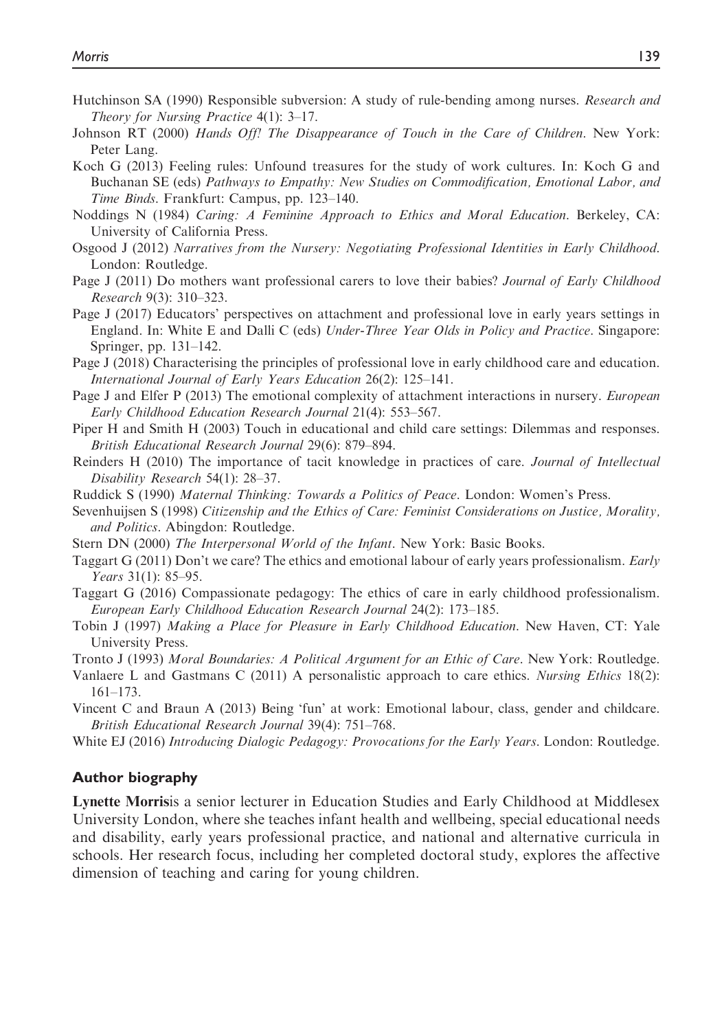Hutchinson SA (1990) Responsible subversion: A study of rule-bending among nurses. *Research and Theory for Nursing Practice* 4(1): 3–17.

Johnson RT (2000) *Hands Off! The Disappearance of Touch in the Care of Children*. New York: Peter Lang.

Koch G (2013) Feeling rules: Unfound treasures for the study of work cultures. In: Koch G and Buchanan SE (eds) *Pathways to Empathy: New Studies on Commodification, Emotional Labor, and Time Binds*. Frankfurt: Campus, pp. 123–140.

Noddings N (1984) *Caring: A Feminine Approach to Ethics and Moral Education*. Berkeley, CA: University of California Press.

Osgood J (2012) *Narratives from the Nursery: Negotiating Professional Identities in Early Childhood*. London: Routledge.

Page J (2011) Do mothers want professional carers to love their babies? *Journal of Early Childhood Research* 9(3): 310–323.

Page J (2017) Educators' perspectives on attachment and professional love in early years settings in England. In: White E and Dalli C (eds) *Under-Three Year Olds in Policy and Practice*. Singapore: Springer, pp. 131–142.

Page J (2018) Characterising the principles of professional love in early childhood care and education. *International Journal of Early Years Education* 26(2): 125–141.

Page J and Elfer P (2013) The emotional complexity of attachment interactions in nursery. *European Early Childhood Education Research Journal* 21(4): 553–567.

Piper H and Smith H (2003) Touch in educational and child care settings: Dilemmas and responses. *British Educational Research Journal* 29(6): 879–894.

Reinders H (2010) The importance of tacit knowledge in practices of care. *Journal of Intellectual Disability Research* 54(1): 28–37.

Ruddick S (1990) *Maternal Thinking: Towards a Politics of Peace*. London: Women's Press.

Sevenhuijsen S (1998) *Citizenship and the Ethics of Care: Feminist Considerations on Justice, Morality, and Politics*. Abingdon: Routledge.

Stern DN (2000) *The Interpersonal World of the Infant*. New York: Basic Books.

Taggart G (2011) Don't we care? The ethics and emotional labour of early years professionalism. *Early Years* 31(1): 85–95.

Taggart G (2016) Compassionate pedagogy: The ethics of care in early childhood professionalism. *European Early Childhood Education Research Journal* 24(2): 173–185.

Tobin J (1997) *Making a Place for Pleasure in Early Childhood Education*. New Haven, CT: Yale University Press.

Tronto J (1993) *Moral Boundaries: A Political Argument for an Ethic of Care*. New York: Routledge.

Vanlaere L and Gastmans C (2011) A personalistic approach to care ethics. *Nursing Ethics* 18(2): 161–173.

Vincent C and Braun A (2013) Being 'fun' at work: Emotional labour, class, gender and childcare. *British Educational Research Journal* 39(4): 751–768.

White EJ (2016) *Introducing Dialogic Pedagogy: Provocations for the Early Years*. London: Routledge.

## Author biography

**Lynette Morris**is a senior lecturer in Education Studies and Early Childhood at Middlesex University London, where she teaches infant health and wellbeing, special educational needs and disability, early years professional practice, and national and alternative curricula in schools. Her research focus, including her completed doctoral study, explores the affective dimension of teaching and caring for young children.